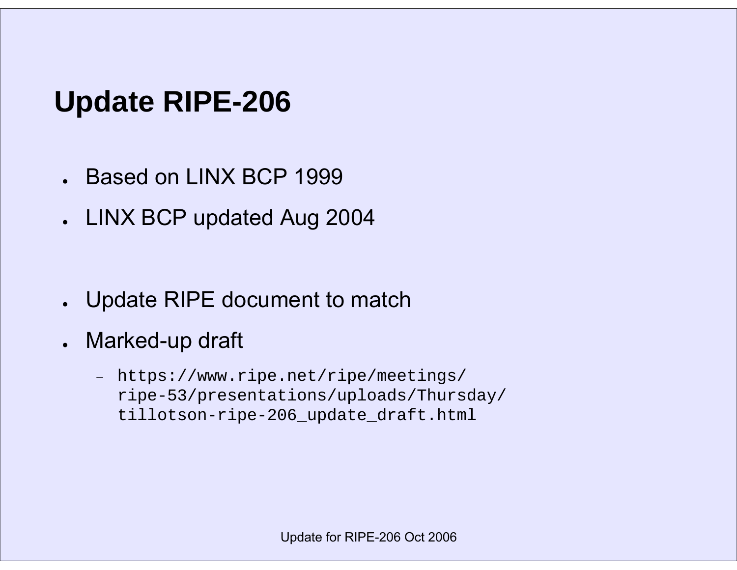# Update RIPE-206

- Based on LINX BCP 1999
- LINX BCP updated Aug 2004

- Update RIPE document to match
- Marked-up draft
  - https://www.ripe.net/ripe/meetings/ripe-53/presentations/uploads/Thursday/tillotson-ripe-206_update_draft.html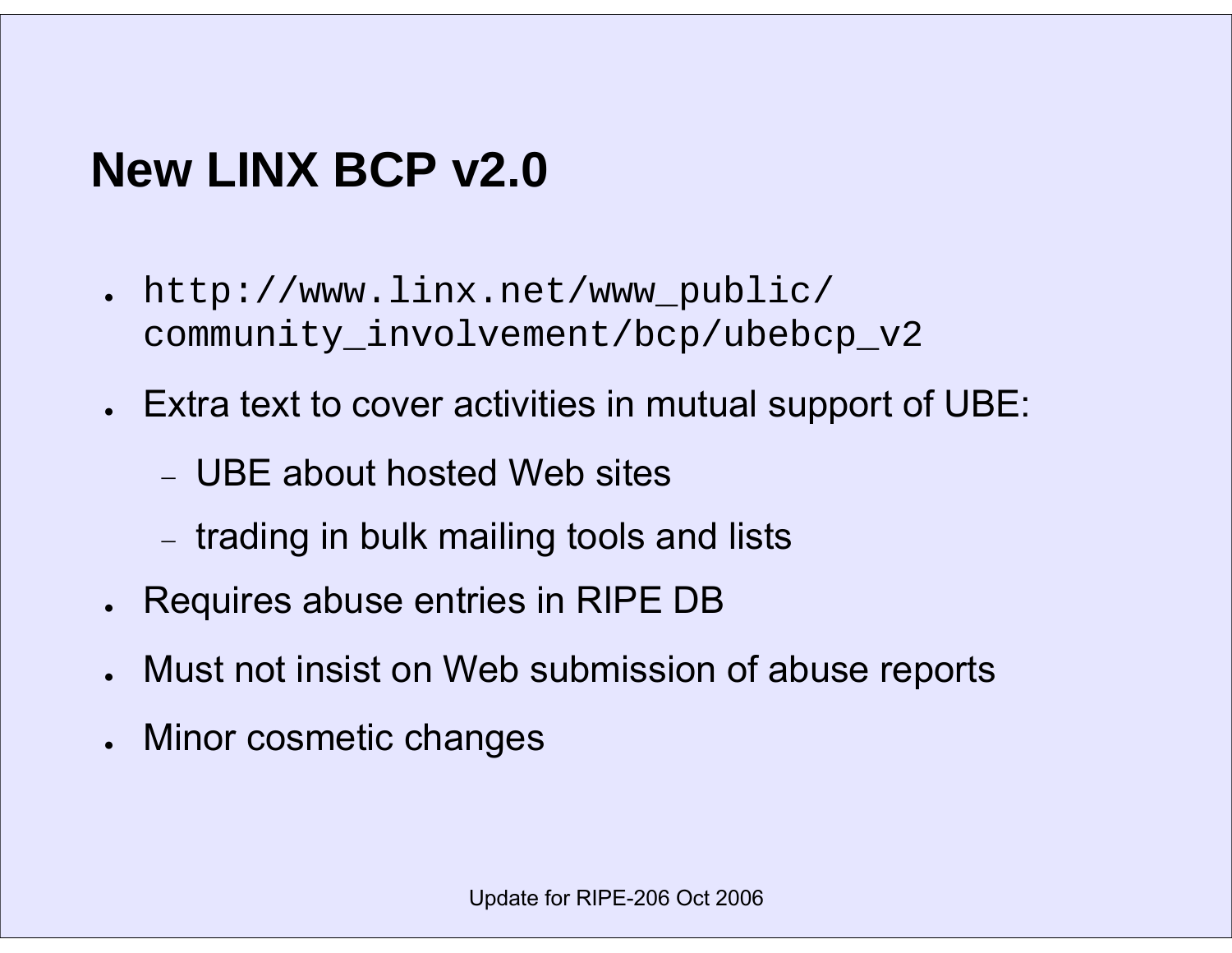# New LINX BCP v2.0

- `http://www.linx.net/www_public/community_involvement/bcp/ubebcp_v2`
- Extra text to cover activities in mutual support of UBE:
  - UBE about hosted Web sites
  - trading in bulk mailing tools and lists
- Requires abuse entries in RIPE DB
- Must not insist on Web submission of abuse reports
- Minor cosmetic changes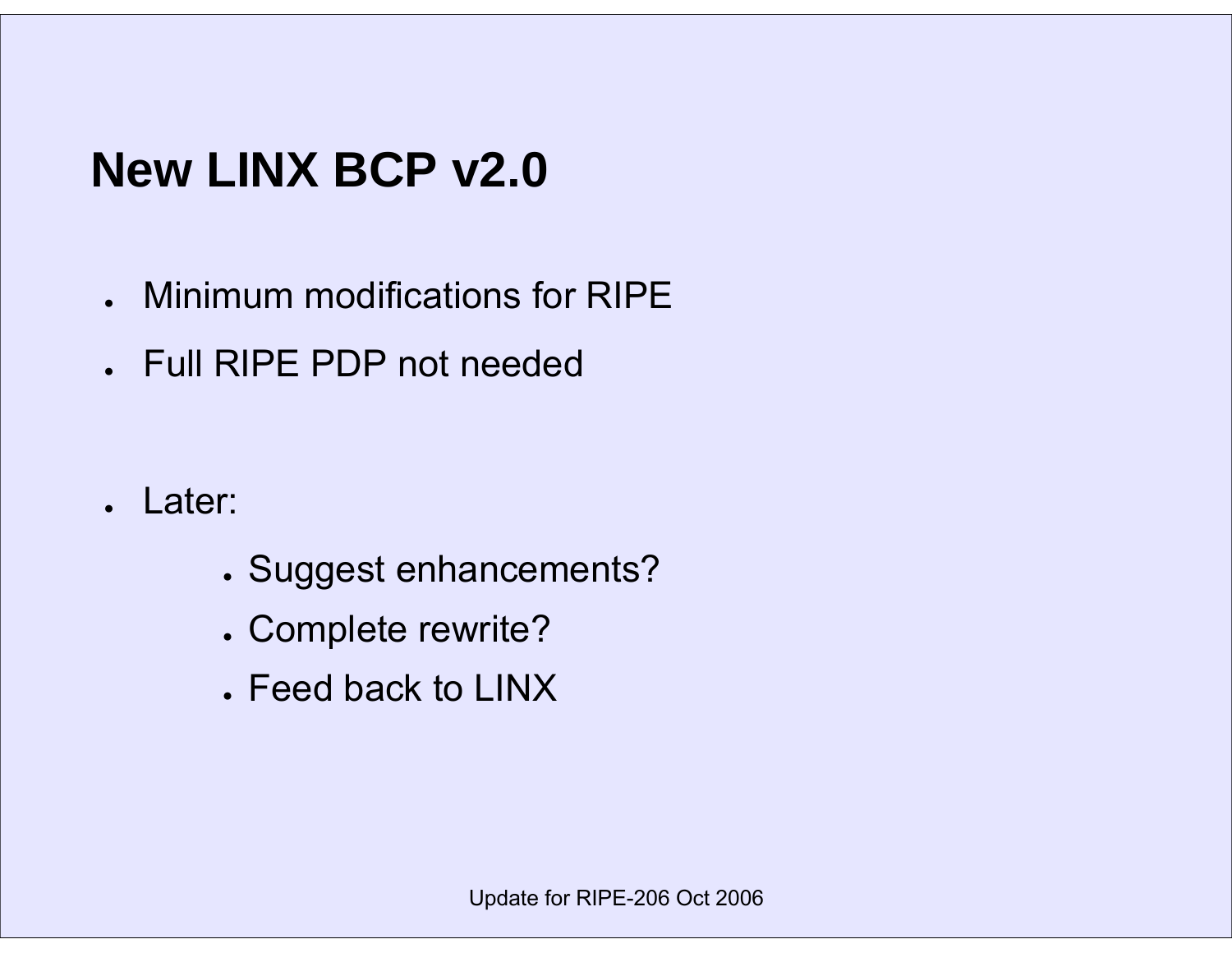# New LINX BCP v2.0

- Minimum modifications for RIPE
- Full RIPE PDP not needed

- Later:
  - Suggest enhancements?
  - Complete rewrite?
  - Feed back to LINX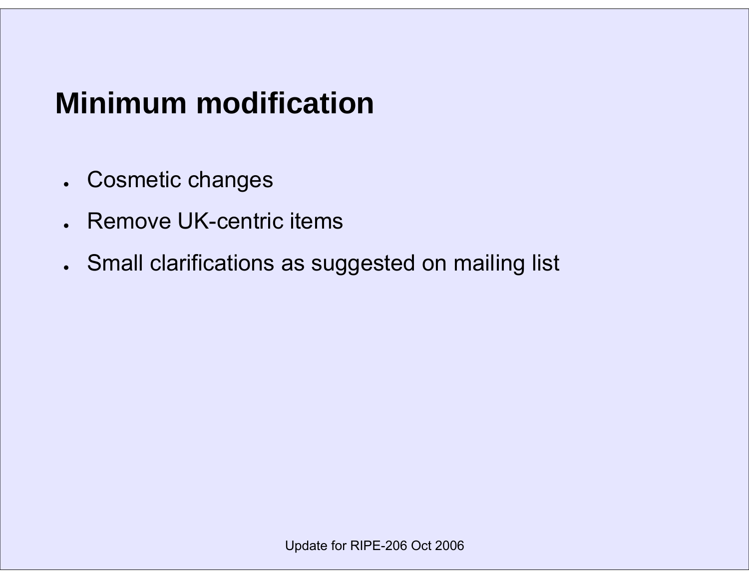# Minimum modification

- Cosmetic changes
- Remove UK-centric items
- Small clarifications as suggested on mailing list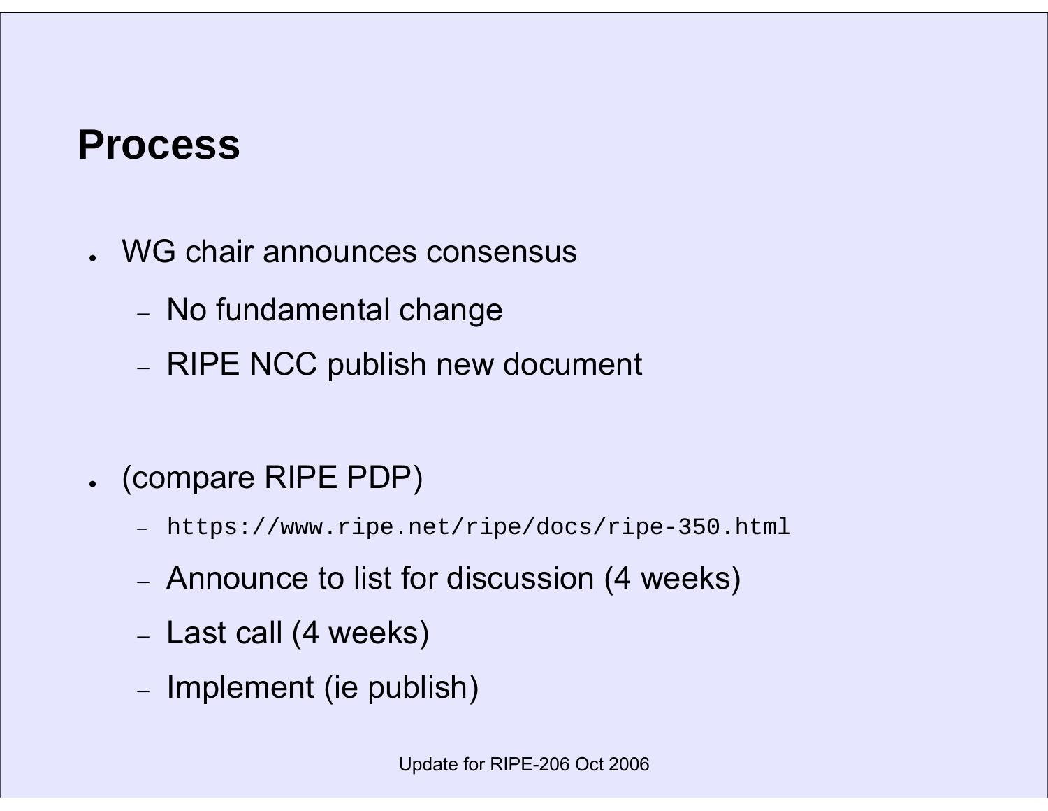# Process

- WG chair announces consensus
  - No fundamental change
  - RIPE NCC publish new document

- (compare RIPE PDP)
  - `https://www.ripe.net/ripe/docs/ripe-350.html`
  - Announce to list for discussion (4 weeks)
  - Last call (4 weeks)
  - Implement (ie publish)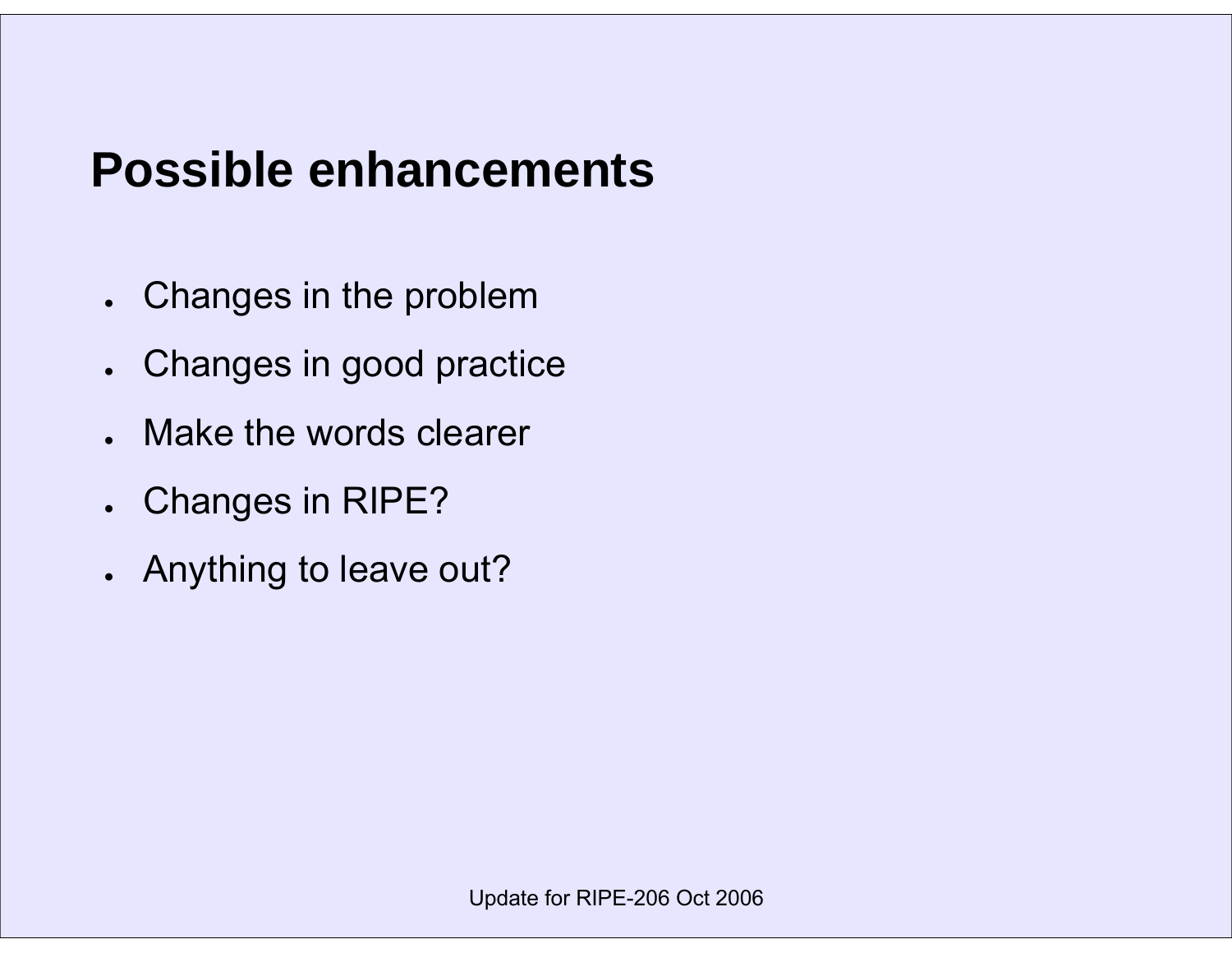# Possible enhancements

- Changes in the problem
- Changes in good practice
- Make the words clearer
- Changes in RIPE?
- Anything to leave out?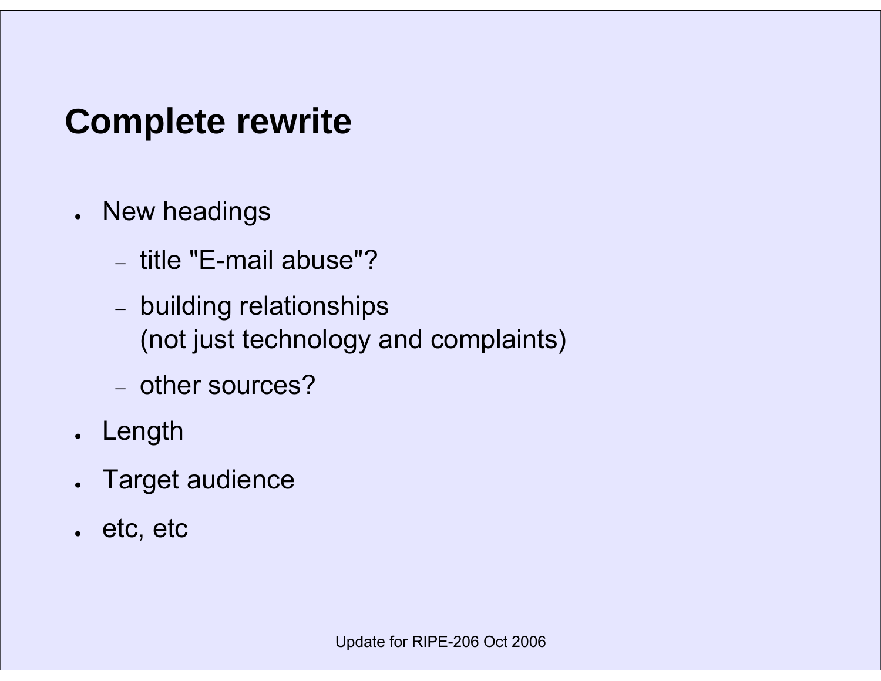# Complete rewrite

- New headings
  - title "E-mail abuse"?
  - building relationships
    (not just technology and complaints)
  - other sources?
- Length
- Target audience
- etc, etc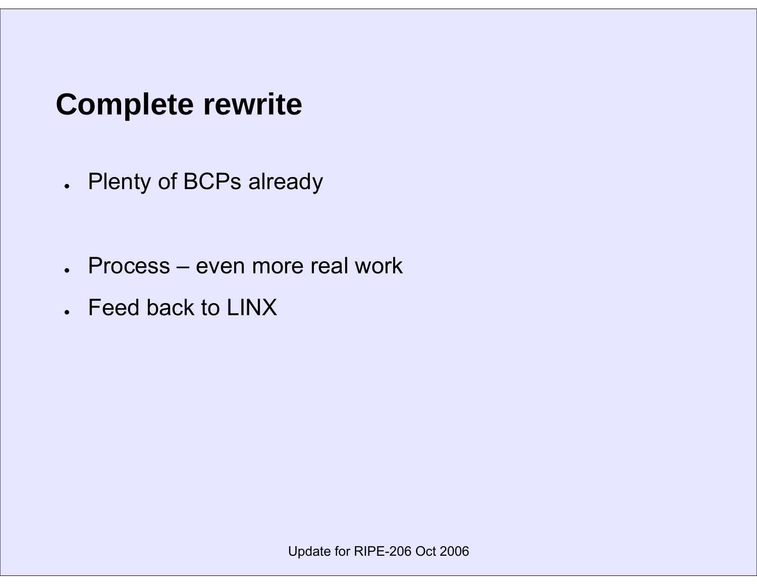# Complete rewrite

- Plenty of BCPs already

- Process – even more real work
- Feed back to LINX